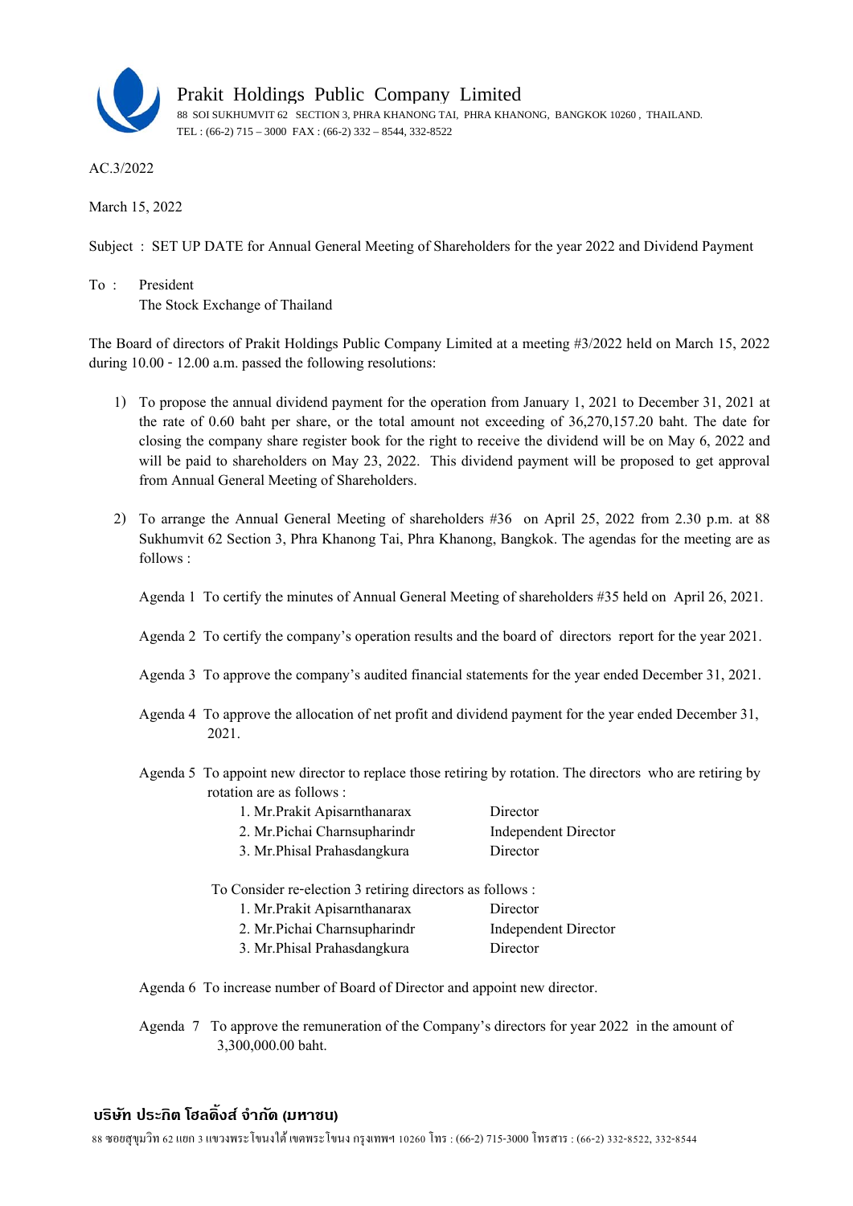Prakit Holdings Public Company Limited

88 SOI SUKHUMVIT 62 SECTION 3, PHRA KHANONG TAI, PHRA KHANONG, BANGKOK 10260 , THAILAND.
TEL : (66-2) 715 – 3000 FAX : (66-2) 332 – 8544, 332-8522

AC.3/2022

March 15, 2022

Subject : SET UP DATE for Annual General Meeting of Shareholders for the year 2022 and Dividend Payment

To : President
The Stock Exchange of Thailand

The Board of directors of Prakit Holdings Public Company Limited at a meeting #3/2022 held on March 15, 2022 during 10.00 - 12.00 a.m. passed the following resolutions:

1) To propose the annual dividend payment for the operation from January 1, 2021 to December 31, 2021 at the rate of 0.60 baht per share, or the total amount not exceeding of 36,270,157.20 baht. The date for closing the company share register book for the right to receive the dividend will be on May 6, 2022 and will be paid to shareholders on May 23, 2022. This dividend payment will be proposed to get approval from Annual General Meeting of Shareholders.

2) To arrange the Annual General Meeting of shareholders #36 on April 25, 2022 from 2.30 p.m. at 88 Sukhumvit 62 Section 3, Phra Khanong Tai, Phra Khanong, Bangkok. The agendas for the meeting are as follows :

Agenda 1 To certify the minutes of Annual General Meeting of shareholders #35 held on April 26, 2021.

Agenda 2 To certify the company's operation results and the board of directors report for the year 2021.

Agenda 3 To approve the company's audited financial statements for the year ended December 31, 2021.

Agenda 4 To approve the allocation of net profit and dividend payment for the year ended December 31, 2021.

Agenda 5 To appoint new director to replace those retiring by rotation. The directors who are retiring by rotation are as follows :

| | |
|---|---|
| 1. Mr.Prakit Apisarnthanarax | Director |
| 2. Mr.Pichai Charnsupharindr | Independent Director |
| 3. Mr.Phisal Prahasdangkura | Director |

To Consider re-election 3 retiring directors as follows :

| | |
|---|---|
| 1. Mr.Prakit Apisarnthanarax | Director |
| 2. Mr.Pichai Charnsupharindr | Independent Director |
| 3. Mr.Phisal Prahasdangkura | Director |

Agenda 6 To increase number of Board of Director and appoint new director.

Agenda 7 To approve the remuneration of the Company's directors for year 2022 in the amount of 3,300,000.00 baht.

**บริษัท ประกิต โฮลดิ้งส์ จำกัด (มหาชน)**

88 ซอยสุขุมวิท 62 แยก 3 แขวงพระโขนงใต้ เขตพระโขนง กรุงเทพฯ 10260 โทร : (66-2) 715-3000 โทรสาร : (66-2) 332-8522, 332-8544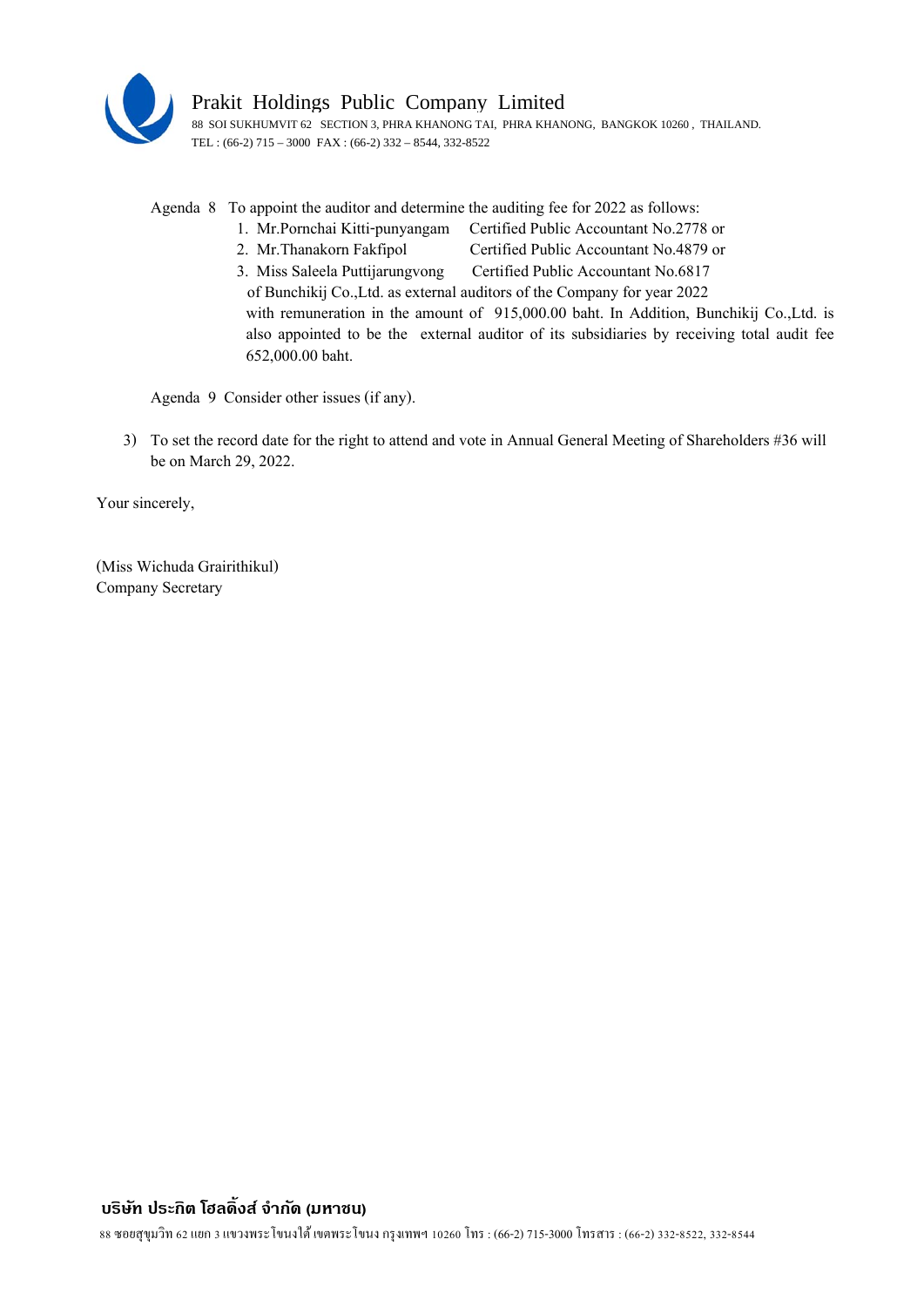Agenda 8 To appoint the auditor and determine the auditing fee for 2022 as follows:

1. Mr.Pornchai Kitti-punyangam Certified Public Accountant No.2778 or
2. Mr.Thanakorn Fakfipol Certified Public Accountant No.4879 or
3. Miss Saleela Puttijarungvong Certified Public Accountant No.6817

of Bunchikij Co.,Ltd. as external auditors of the Company for year 2022 with remuneration in the amount of 915,000.00 baht. In Addition, Bunchikij Co.,Ltd. is also appointed to be the external auditor of its subsidiaries by receiving total audit fee 652,000.00 baht.

Agenda 9 Consider other issues (if any).

3) To set the record date for the right to attend and vote in Annual General Meeting of Shareholders #36 will be on March 29, 2022.

Your sincerely,

(Miss Wichuda Grairithikul)
Company Secretary